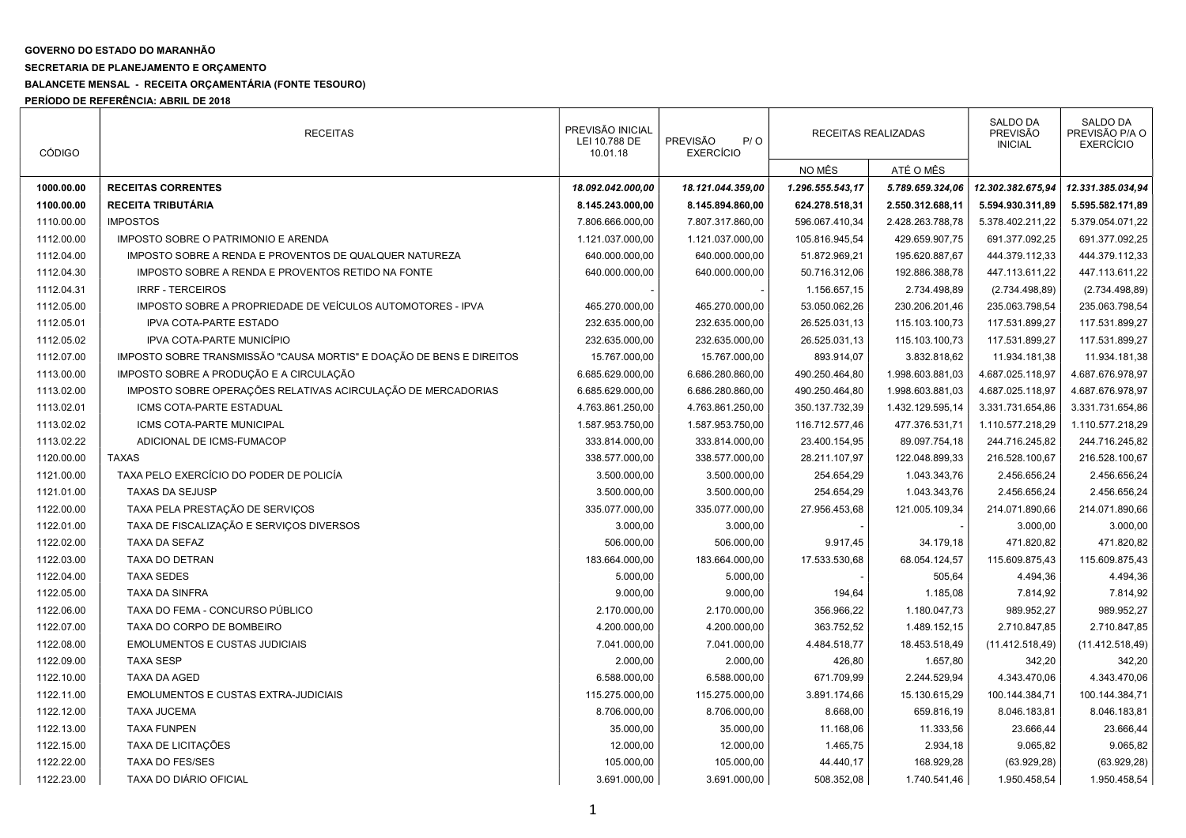**GOVERNO DO ESTADO DO MARANHÃO**

**SECRETARIA DE PLANEJAMENTO E ORÇAMENTO**

**BALANCETE MENSAL - RECEITA ORÇAMENTÁRIA (FONTE TESOURO)**

**PERÍODO DE REFERÊNCIA: ABRIL DE 2018**

| CÓDIGO | RECEITAS | PREVISÃO INICIAL LEI 10.788 DE 10.01.18 | PREVISÃO P/ O EXERCÍCIO | RECEITAS REALIZADAS | | SALDO DA PREVISÃO INICIAL | SALDO DA PREVISÃO P/A O EXERCÍCIO |
|---|---|---|---|---|---|---|---|
| | | | | NO MÊS | ATÉ O MÊS | | |
| **1000.00.00** | **RECEITAS CORRENTES** | ***18.092.042.000,00*** | ***18.121.044.359,00*** | ***1.296.555.543,17*** | ***5.789.659.324,06*** | ***12.302.382.675,94*** | ***12.331.385.034,94*** |
| **1100.00.00** | **RECEITA TRIBUTÁRIA** | **8.145.243.000,00** | **8.145.894.860,00** | **624.278.518,31** | **2.550.312.688,11** | **5.594.930.311,89** | **5.595.582.171,89** |
| 1110.00.00 | IMPOSTOS | 7.806.666.000,00 | 7.807.317.860,00 | 596.067.410,34 | 2.428.263.788,78 | 5.378.402.211,22 | 5.379.054.071,22 |
| 1112.00.00 | IMPOSTO SOBRE O PATRIMONIO E ARENDA | 1.121.037.000,00 | 1.121.037.000,00 | 105.816.945,54 | 429.659.907,75 | 691.377.092,25 | 691.377.092,25 |
| 1112.04.00 | IMPOSTO SOBRE A RENDA E PROVENTOS DE QUALQUER NATUREZA | 640.000.000,00 | 640.000.000,00 | 51.872.969,21 | 195.620.887,67 | 444.379.112,33 | 444.379.112,33 |
| 1112.04.30 | IMPOSTO SOBRE A RENDA E PROVENTOS RETIDO NA FONTE | 640.000.000,00 | 640.000.000,00 | 50.716.312,06 | 192.886.388,78 | 447.113.611,22 | 447.113.611,22 |
| 1112.04.31 | IRRF - TERCEIROS | - | - | 1.156.657,15 | 2.734.498,89 | (2.734.498,89) | (2.734.498,89) |
| 1112.05.00 | IMPOSTO SOBRE A PROPRIEDADE DE VEÍCULOS AUTOMOTORES - IPVA | 465.270.000,00 | 465.270.000,00 | 53.050.062,26 | 230.206.201,46 | 235.063.798,54 | 235.063.798,54 |
| 1112.05.01 | IPVA COTA-PARTE ESTADO | 232.635.000,00 | 232.635.000,00 | 26.525.031,13 | 115.103.100,73 | 117.531.899,27 | 117.531.899,27 |
| 1112.05.02 | IPVA COTA-PARTE MUNICÍPIO | 232.635.000,00 | 232.635.000,00 | 26.525.031,13 | 115.103.100,73 | 117.531.899,27 | 117.531.899,27 |
| 1112.07.00 | IMPOSTO SOBRE TRANSMISSÃO "CAUSA MORTIS" E DOAÇÃO DE BENS E DIREITOS | 15.767.000,00 | 15.767.000,00 | 893.914,07 | 3.832.818,62 | 11.934.181,38 | 11.934.181,38 |
| 1113.00.00 | IMPOSTO SOBRE A PRODUÇÃO E A CIRCULAÇÃO | 6.685.629.000,00 | 6.686.280.860,00 | 490.250.464,80 | 1.998.603.881,03 | 4.687.025.118,97 | 4.687.676.978,97 |
| 1113.02.00 | IMPOSTO SOBRE OPERAÇÕES RELATIVAS ACIRCULAÇÃO DE MERCADORIAS | 6.685.629.000,00 | 6.686.280.860,00 | 490.250.464,80 | 1.998.603.881,03 | 4.687.025.118,97 | 4.687.676.978,97 |
| 1113.02.01 | ICMS COTA-PARTE ESTADUAL | 4.763.861.250,00 | 4.763.861.250,00 | 350.137.732,39 | 1.432.129.595,14 | 3.331.731.654,86 | 3.331.731.654,86 |
| 1113.02.02 | ICMS COTA-PARTE MUNICIPAL | 1.587.953.750,00 | 1.587.953.750,00 | 116.712.577,46 | 477.376.531,71 | 1.110.577.218,29 | 1.110.577.218,29 |
| 1113.02.22 | ADICIONAL DE ICMS-FUMACOP | 333.814.000,00 | 333.814.000,00 | 23.400.154,95 | 89.097.754,18 | 244.716.245,82 | 244.716.245,82 |
| 1120.00.00 | TAXAS | 338.577.000,00 | 338.577.000,00 | 28.211.107,97 | 122.048.899,33 | 216.528.100,67 | 216.528.100,67 |
| 1121.00.00 | TAXA PELO EXERCÍCIO DO PODER DE POLICÍA | 3.500.000,00 | 3.500.000,00 | 254.654,29 | 1.043.343,76 | 2.456.656,24 | 2.456.656,24 |
| 1121.01.00 | TAXAS DA SEJUSP | 3.500.000,00 | 3.500.000,00 | 254.654,29 | 1.043.343,76 | 2.456.656,24 | 2.456.656,24 |
| 1122.00.00 | TAXA PELA PRESTAÇÃO DE SERVIÇOS | 335.077.000,00 | 335.077.000,00 | 27.956.453,68 | 121.005.109,34 | 214.071.890,66 | 214.071.890,66 |
| 1122.01.00 | TAXA DE FISCALIZAÇÃO E SERVIÇOS DIVERSOS | 3.000,00 | 3.000,00 | - | - | 3.000,00 | 3.000,00 |
| 1122.02.00 | TAXA DA SEFAZ | 506.000,00 | 506.000,00 | 9.917,45 | 34.179,18 | 471.820,82 | 471.820,82 |
| 1122.03.00 | TAXA DO DETRAN | 183.664.000,00 | 183.664.000,00 | 17.533.530,68 | 68.054.124,57 | 115.609.875,43 | 115.609.875,43 |
| 1122.04.00 | TAXA SEDES | 5.000,00 | 5.000,00 | - | 505,64 | 4.494,36 | 4.494,36 |
| 1122.05.00 | TAXA DA SINFRA | 9.000,00 | 9.000,00 | 194,64 | 1.185,08 | 7.814,92 | 7.814,92 |
| 1122.06.00 | TAXA DO FEMA - CONCURSO PÚBLICO | 2.170.000,00 | 2.170.000,00 | 356.966,22 | 1.180.047,73 | 989.952,27 | 989.952,27 |
| 1122.07.00 | TAXA DO CORPO DE BOMBEIRO | 4.200.000,00 | 4.200.000,00 | 363.752,52 | 1.489.152,15 | 2.710.847,85 | 2.710.847,85 |
| 1122.08.00 | EMOLUMENTOS E CUSTAS JUDICIAIS | 7.041.000,00 | 7.041.000,00 | 4.484.518,77 | 18.453.518,49 | (11.412.518,49) | (11.412.518,49) |
| 1122.09.00 | TAXA SESP | 2.000,00 | 2.000,00 | 426,80 | 1.657,80 | 342,20 | 342,20 |
| 1122.10.00 | TAXA DA AGED | 6.588.000,00 | 6.588.000,00 | 671.709,99 | 2.244.529,94 | 4.343.470,06 | 4.343.470,06 |
| 1122.11.00 | EMOLUMENTOS E CUSTAS EXTRA-JUDICIAIS | 115.275.000,00 | 115.275.000,00 | 3.891.174,66 | 15.130.615,29 | 100.144.384,71 | 100.144.384,71 |
| 1122.12.00 | TAXA JUCEMA | 8.706.000,00 | 8.706.000,00 | 8.668,00 | 659.816,19 | 8.046.183,81 | 8.046.183,81 |
| 1122.13.00 | TAXA FUNPEN | 35.000,00 | 35.000,00 | 11.168,06 | 11.333,56 | 23.666,44 | 23.666,44 |
| 1122.15.00 | TAXA DE LICITAÇÕES | 12.000,00 | 12.000,00 | 1.465,75 | 2.934,18 | 9.065,82 | 9.065,82 |
| 1122.22.00 | TAXA DO FES/SES | 105.000,00 | 105.000,00 | 44.440,17 | 168.929,28 | (63.929,28) | (63.929,28) |
| 1122.23.00 | TAXA DO DIÁRIO OFICIAL | 3.691.000,00 | 3.691.000,00 | 508.352,08 | 1.740.541,46 | 1.950.458,54 | 1.950.458,54 |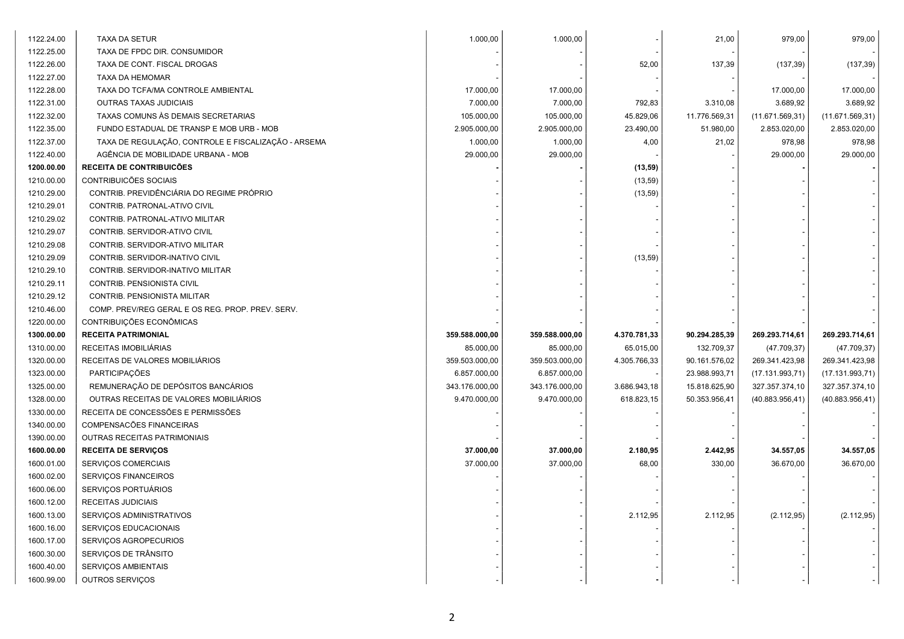| | | | | | | | |
|---|---|---|---|---|---|---|---|
| 1122.24.00 | TAXA DA SETUR | 1.000,00 | 1.000,00 | - | 21,00 | 979,00 | 979,00 |
| 1122.25.00 | TAXA DE FPDC DIR. CONSUMIDOR | - | - | - | - | - | - |
| 1122.26.00 | TAXA DE CONT. FISCAL DROGAS | - | - | 52,00 | 137,39 | (137,39) | (137,39) |
| 1122.27.00 | TAXA DA HEMOMAR | - | - | - | - | - | - |
| 1122.28.00 | TAXA DO TCFA/MA CONTROLE AMBIENTAL | 17.000,00 | 17.000,00 | - | - | 17.000,00 | 17.000,00 |
| 1122.31.00 | OUTRAS TAXAS JUDICIAIS | 7.000,00 | 7.000,00 | 792,83 | 3.310,08 | 3.689,92 | 3.689,92 |
| 1122.32.00 | TAXAS COMUNS ÀS DEMAIS SECRETARIAS | 105.000,00 | 105.000,00 | 45.829,06 | 11.776.569,31 | (11.671.569,31) | (11.671.569,31) |
| 1122.35.00 | FUNDO ESTADUAL DE TRANSP E MOB URB - MOB | 2.905.000,00 | 2.905.000,00 | 23.490,00 | 51.980,00 | 2.853.020,00 | 2.853.020,00 |
| 1122.37.00 | TAXA DE REGULAÇÃO, CONTROLE E FISCALIZAÇÃO - ARSEMA | 1.000,00 | 1.000,00 | 4,00 | 21,02 | 978,98 | 978,98 |
| 1122.40.00 | AGÊNCIA DE MOBILIDADE URBANA - MOB | 29.000,00 | 29.000,00 | - | - | 29.000,00 | 29.000,00 |
| **1200.00.00** | **RECEITA DE CONTRIBUICÕES** | **-** | **-** | **(13,59)** | - | **-** | **-** |
| 1210.00.00 | CONTRIBUICÕES SOCIAIS | - | - | (13,59) | - | - | - |
| 1210.29.00 | CONTRIB. PREVIDÊNCIÁRIA DO REGIME PRÓPRIO | - | - | (13,59) | - | - | - |
| 1210.29.01 | CONTRIB. PATRONAL-ATIVO CIVIL | - | - | - | - | - | - |
| 1210.29.02 | CONTRIB. PATRONAL-ATIVO MILITAR | - | - | - | - | - | - |
| 1210.29.07 | CONTRIB. SERVIDOR-ATIVO CIVIL | - | - | - | - | - | - |
| 1210.29.08 | CONTRIB. SERVIDOR-ATIVO MILITAR | - | - | - | - | - | - |
| 1210.29.09 | CONTRIB. SERVIDOR-INATIVO CIVIL | - | - | (13,59) | - | - | - |
| 1210.29.10 | CONTRIB. SERVIDOR-INATIVO MILITAR | - | - | - | - | - | - |
| 1210.29.11 | CONTRIB. PENSIONISTA CIVIL | - | - | - | - | - | - |
| 1210.29.12 | CONTRIB. PENSIONISTA MILITAR | - | - | - | - | - | - |
| 1210.46.00 | COMP. PREV/REG GERAL E OS REG. PROP. PREV. SERV. | - | - | - | - | - | - |
| 1220.00.00 | CONTRIBUIÇÕES ECONÔMICAS | - | - | - | - | - | - |
| **1300.00.00** | **RECEITA PATRIMONIAL** | **359.588.000,00** | **359.588.000,00** | **4.370.781,33** | **90.294.285,39** | **269.293.714,61** | **269.293.714,61** |
| 1310.00.00 | RECEITAS IMOBILIÁRIAS | 85.000,00 | 85.000,00 | 65.015,00 | 132.709,37 | (47.709,37) | (47.709,37) |
| 1320.00.00 | RECEITAS DE VALORES MOBILIÁRIOS | 359.503.000,00 | 359.503.000,00 | 4.305.766,33 | 90.161.576,02 | 269.341.423,98 | 269.341.423,98 |
| 1323.00.00 | PARTICIPAÇÕES | 6.857.000,00 | 6.857.000,00 | - | 23.988.993,71 | (17.131.993,71) | (17.131.993,71) |
| 1325.00.00 | REMUNERAÇÃO DE DEPÓSITOS BANCÁRIOS | 343.176.000,00 | 343.176.000,00 | 3.686.943,18 | 15.818.625,90 | 327.357.374,10 | 327.357.374,10 |
| 1328.00.00 | OUTRAS RECEITAS DE VALORES MOBILIÁRIOS | 9.470.000,00 | 9.470.000,00 | 618.823,15 | 50.353.956,41 | (40.883.956,41) | (40.883.956,41) |
| 1330.00.00 | RECEITA DE CONCESSÕES E PERMISSÕES | - | - | - | - | - | - |
| 1340.00.00 | COMPENSACÕES FINANCEIRAS | - | - | - | - | - | - |
| 1390.00.00 | OUTRAS RECEITAS PATRIMONIAIS | - | - | - | - | - | - |
| **1600.00.00** | **RECEITA DE SERVIÇOS** | **37.000,00** | **37.000,00** | **2.180,95** | **2.442,95** | **34.557,05** | **34.557,05** |
| 1600.01.00 | SERVIÇOS COMERCIAIS | 37.000,00 | 37.000,00 | 68,00 | 330,00 | 36.670,00 | 36.670,00 |
| 1600.02.00 | SERVIÇOS FINANCEIROS | - | - | - | - | - | - |
| 1600.06.00 | SERVIÇOS PORTUÁRIOS | - | - | - | - | - | - |
| 1600.12.00 | RECEITAS JUDICIAIS | - | - | - | - | - | - |
| 1600.13.00 | SERVIÇOS ADMINISTRATIVOS | - | - | 2.112,95 | 2.112,95 | (2.112,95) | (2.112,95) |
| 1600.16.00 | SERVIÇOS EDUCACIONAIS | - | - | - | - | - | - |
| 1600.17.00 | SERVIÇOS AGROPECURIOS | - | - | - | - | - | - |
| 1600.30.00 | SERVIÇOS DE TRÂNSITO | - | - | - | - | - | - |
| 1600.40.00 | SERVIÇOS AMBIENTAIS | - | - | - | - | - | - |
| 1600.99.00 | OUTROS SERVIÇOS | - | - | - | - | - | - |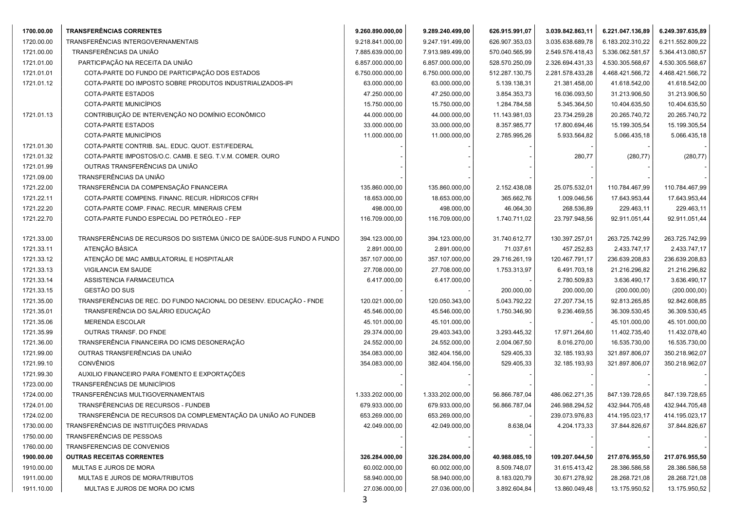| | | | | | | | |
|---|---|---|---|---|---|---|---|
| **1700.00.00** | **TRANSFERÊNCIAS CORRENTES** | **9.260.890.000,00** | **9.289.240.499,00** | **626.915.991,07** | **3.039.842.863,11** | **6.221.047.136,89** | **6.249.397.635,89** |
| 1720.00.00 | TRANSFERÊNCIAS INTERGOVERNAMENTAIS | 9.218.841.000,00 | 9.247.191.499,00 | 626.907.353,03 | 3.035.638.689,78 | 6.183.202.310,22 | 6.211.552.809,22 |
| 1721.00.00 | TRANSFERÊNCIAS DA UNIÃO | 7.885.639.000,00 | 7.913.989.499,00 | 570.040.565,99 | 2.549.576.418,43 | 5.336.062.581,57 | 5.364.413.080,57 |
| 1721.01.00 | PARTICIPAÇÃO NA RECEITA DA UNIÃO | 6.857.000.000,00 | 6.857.000.000,00 | 528.570.250,09 | 2.326.694.431,33 | 4.530.305.568,67 | 4.530.305.568,67 |
| 1721.01.01 | COTA-PARTE DO FUNDO DE PARTICIPAÇÃO DOS ESTADOS | 6.750.000.000,00 | 6.750.000.000,00 | 512.287.130,75 | 2.281.578.433,28 | 4.468.421.566,72 | 4.468.421.566,72 |
| 1721.01.12 | COTA-PARTE DO IMPOSTO SOBRE PRODUTOS INDUSTRIALIZADOS-IPI | 63.000.000,00 | 63.000.000,00 | 5.139.138,31 | 21.381.458,00 | 41.618.542,00 | 41.618.542,00 |
| | COTA-PARTE ESTADOS | 47.250.000,00 | 47.250.000,00 | 3.854.353,73 | 16.036.093,50 | 31.213.906,50 | 31.213.906,50 |
| | COTA-PARTE MUNICÍPIOS | 15.750.000,00 | 15.750.000,00 | 1.284.784,58 | 5.345.364,50 | 10.404.635,50 | 10.404.635,50 |
| 1721.01.13 | CONTRIBUIÇÃO DE INTERVENÇÃO NO DOMÍNIO ECONÔMICO | 44.000.000,00 | 44.000.000,00 | 11.143.981,03 | 23.734.259,28 | 20.265.740,72 | 20.265.740,72 |
| | COTA-PARTE ESTADOS | 33.000.000,00 | 33.000.000,00 | 8.357.985,77 | 17.800.694,46 | 15.199.305,54 | 15.199.305,54 |
| | COTA-PARTE MUNICÍPIOS | 11.000.000,00 | 11.000.000,00 | 2.785.995,26 | 5.933.564,82 | 5.066.435,18 | 5.066.435,18 |
| 1721.01.30 | COTA-PARTE CONTRIB. SAL. EDUC. QUOT. EST/FEDERAL | - | - | - | - | - | - |
| 1721.01.32 | COTA-PARTE IMPOSTOS/O.C. CAMB. E SEG. T.V.M. COMER. OURO | - | - | - | 280,77 | (280,77) | (280,77) |
| 1721.01.99 | OUTRAS TRANSFERÊNCIAS DA UNIÃO | - | - | - | - | - | - |
| 1721.09.00 | TRANSFERÊNCIAS DA UNIÃO | - | - | - | - | - | - |
| 1721.22.00 | TRANSFERÊNCIA DA COMPENSAÇÃO FINANCEIRA | 135.860.000,00 | 135.860.000,00 | 2.152.438,08 | 25.075.532,01 | 110.784.467,99 | 110.784.467,99 |
| 1721.22.11 | COTA-PARTE COMPENS. FINANC. RECUR. HÍDRICOS CFRH | 18.653.000,00 | 18.653.000,00 | 365.662,76 | 1.009.046,56 | 17.643.953,44 | 17.643.953,44 |
| 1721.22.20 | COTA-PARTE COMP. FINAC. RECUR. MINERAIS CFEM | 498.000,00 | 498.000,00 | 46.064,30 | 268.536,89 | 229.463,11 | 229.463,11 |
| 1721.22.70 | COTA-PARTE FUNDO ESPECIAL DO PETRÓLEO - FEP | 116.709.000,00 | 116.709.000,00 | 1.740.711,02 | 23.797.948,56 | 92.911.051,44 | 92.911.051,44 |
| 1721.33.00 | TRANSFERÊNCIAS DE RECURSOS DO SISTEMA ÚNICO DE SAÚDE-SUS FUNDO A FUNDO | 394.123.000,00 | 394.123.000,00 | 31.740.612,77 | 130.397.257,01 | 263.725.742,99 | 263.725.742,99 |
| 1721.33.11 | ATENÇÃO BÁSICA | 2.891.000,00 | 2.891.000,00 | 71.037,61 | 457.252,83 | 2.433.747,17 | 2.433.747,17 |
| 1721.33.12 | ATENÇÃO DE MAC AMBULATORIAL E HOSPITALAR | 357.107.000,00 | 357.107.000,00 | 29.716.261,19 | 120.467.791,17 | 236.639.208,83 | 236.639.208,83 |
| 1721.33.13 | VIGILANCIA EM SAUDE | 27.708.000,00 | 27.708.000,00 | 1.753.313,97 | 6.491.703,18 | 21.216.296,82 | 21.216.296,82 |
| 1721.33.14 | ASSISTENCIA FARMACEUTICA | 6.417.000,00 | 6.417.000,00 | - | 2.780.509,83 | 3.636.490,17 | 3.636.490,17 |
| 1721.33.15 | GESTÃO DO SUS | - | - | 200.000,00 | 200.000,00 | (200.000,00) | (200.000,00) |
| 1721.35.00 | TRANSFERÊNCIAS DE REC. DO FUNDO NACIONAL DO DESENV. EDUCAÇÃO - FNDE | 120.021.000,00 | 120.050.343,00 | 5.043.792,22 | 27.207.734,15 | 92.813.265,85 | 92.842.608,85 |
| 1721.35.01 | TRANSFERÊNCIA DO SALÁRIO EDUCAÇÃO | 45.546.000,00 | 45.546.000,00 | 1.750.346,90 | 9.236.469,55 | 36.309.530,45 | 36.309.530,45 |
| 1721.35.06 | MERENDA ESCOLAR | 45.101.000,00 | 45.101.000,00 | - | - | 45.101.000,00 | 45.101.000,00 |
| 1721.35.99 | OUTRAS TRANSF. DO FNDE | 29.374.000,00 | 29.403.343,00 | 3.293.445,32 | 17.971.264,60 | 11.402.735,40 | 11.432.078,40 |
| 1721.36.00 | TRANSFERÊNCIA FINANCEIRA DO ICMS DESONERAÇÃO | 24.552.000,00 | 24.552.000,00 | 2.004.067,50 | 8.016.270,00 | 16.535.730,00 | 16.535.730,00 |
| 1721.99.00 | OUTRAS TRANSFERÊNCIAS DA UNIÃO | 354.083.000,00 | 382.404.156,00 | 529.405,33 | 32.185.193,93 | 321.897.806,07 | 350.218.962,07 |
| 1721.99.10 | CONVÊNIOS | 354.083.000,00 | 382.404.156,00 | 529.405,33 | 32.185.193,93 | 321.897.806,07 | 350.218.962,07 |
| 1721.99.30 | AUXILIO FINANCEIRO PARA FOMENTO E EXPORTAÇÕES | - | - | - | - | - | - |
| 1723.00.00 | TRANSFERÊNCIAS DE MUNICÍPIOS | - | - | - | - | - | - |
| 1724.00.00 | TRANSFERÊNCIAS MULTIGOVERNAMENTAIS | 1.333.202.000,00 | 1.333.202.000,00 | 56.866.787,04 | 486.062.271,35 | 847.139.728,65 | 847.139.728,65 |
| 1724.01.00 | TRANSFÊRENCIAS DE RECURSOS - FUNDEB | 679.933.000,00 | 679.933.000,00 | 56.866.787,04 | 246.988.294,52 | 432.944.705,48 | 432.944.705,48 |
| 1724.02.00 | TRANSFERÊNCIA DE RECURSOS DA COMPLEMENTAÇÃO DA UNIÃO AO FUNDEB | 653.269.000,00 | 653.269.000,00 | - | 239.073.976,83 | 414.195.023,17 | 414.195.023,17 |
| 1730.00.00 | TRANSFERÊNCIAS DE INSTITUIÇÕES PRIVADAS | 42.049.000,00 | 42.049.000,00 | 8.638,04 | 4.204.173,33 | 37.844.826,67 | 37.844.826,67 |
| 1750.00.00 | TRANSFERÊNCIAS DE PESSOAS | - | - | - | - | - | - |
| 1760.00.00 | TRANSFERENCIAS DE CONVENIOS | - | - | - | - | - | - |
| **1900.00.00** | **OUTRAS RECEITAS CORRENTES** | **326.284.000,00** | **326.284.000,00** | **40.988.085,10** | **109.207.044,50** | **217.076.955,50** | **217.076.955,50** |
| 1910.00.00 | MULTAS E JUROS DE MORA | 60.002.000,00 | 60.002.000,00 | 8.509.748,07 | 31.615.413,42 | 28.386.586,58 | 28.386.586,58 |
| 1911.00.00 | MULTAS E JUROS DE MORA/TRIBUTOS | 58.940.000,00 | 58.940.000,00 | 8.183.020,79 | 30.671.278,92 | 28.268.721,08 | 28.268.721,08 |
| 1911.10.00 | MULTAS E JUROS DE MORA DO ICMS | 27.036.000,00 | 27.036.000,00 | 3.892.604,84 | 13.860.049,48 | 13.175.950,52 | 13.175.950,52 |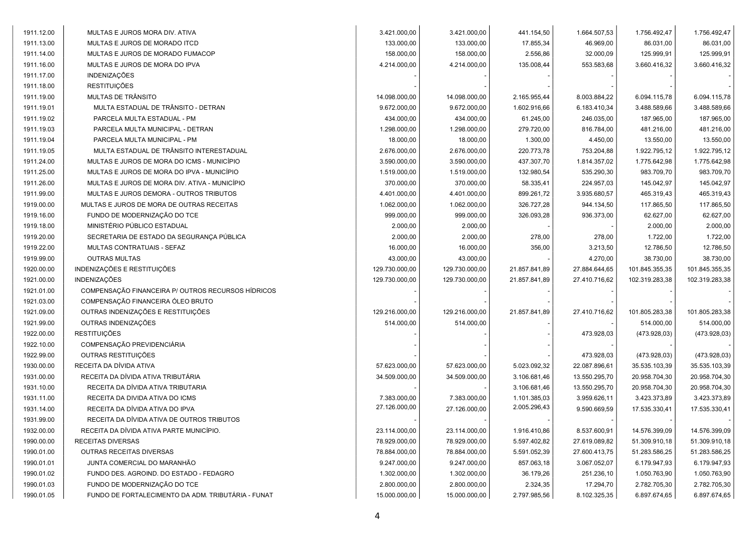| | | | | | | |
|---|---|---|---|---|---|---|
| 1911.12.00 | MULTAS E JUROS MORA DIV. ATIVA | 3.421.000,00 | 3.421.000,00 | 441.154,50 | 1.664.507,53 | 1.756.492,47 | 1.756.492,47 |
| 1911.13.00 | MULTAS E JUROS DE MORADO ITCD | 133.000,00 | 133.000,00 | 17.855,34 | 46.969,00 | 86.031,00 | 86.031,00 |
| 1911.14.00 | MULTAS E JUROS DE MORADO FUMACOP | 158.000,00 | 158.000,00 | 2.556,86 | 32.000,09 | 125.999,91 | 125.999,91 |
| 1911.16.00 | MULTAS E JUROS DE MORA DO IPVA | 4.214.000,00 | 4.214.000,00 | 135.008,44 | 553.583,68 | 3.660.416,32 | 3.660.416,32 |
| 1911.17.00 | INDENIZAÇÕES | - | - | - | - | - | - |
| 1911.18.00 | RESTITUIÇÕES | - | - | - | - | - | - |
| 1911.19.00 | MULTAS DE TRÂNSITO | 14.098.000,00 | 14.098.000,00 | 2.165.955,44 | 8.003.884,22 | 6.094.115,78 | 6.094.115,78 |
| 1911.19.01 | MULTA ESTADUAL DE TRÂNSITO - DETRAN | 9.672.000,00 | 9.672.000,00 | 1.602.916,66 | 6.183.410,34 | 3.488.589,66 | 3.488.589,66 |
| 1911.19.02 | PARCELA MULTA ESTADUAL - PM | 434.000,00 | 434.000,00 | 61.245,00 | 246.035,00 | 187.965,00 | 187.965,00 |
| 1911.19.03 | PARCELA MULTA MUNICIPAL - DETRAN | 1.298.000,00 | 1.298.000,00 | 279.720,00 | 816.784,00 | 481.216,00 | 481.216,00 |
| 1911.19.04 | PARCELA MULTA MUNICIPAL - PM | 18.000,00 | 18.000,00 | 1.300,00 | 4.450,00 | 13.550,00 | 13.550,00 |
| 1911.19.05 | MULTA ESTADUAL DE TRÂNSITO INTERESTADUAL | 2.676.000,00 | 2.676.000,00 | 220.773,78 | 753.204,88 | 1.922.795,12 | 1.922.795,12 |
| 1911.24.00 | MULTAS E JUROS DE MORA DO ICMS - MUNICÍPIO | 3.590.000,00 | 3.590.000,00 | 437.307,70 | 1.814.357,02 | 1.775.642,98 | 1.775.642,98 |
| 1911.25.00 | MULTAS E JUROS DE MORA DO IPVA - MUNICÍPIO | 1.519.000,00 | 1.519.000,00 | 132.980,54 | 535.290,30 | 983.709,70 | 983.709,70 |
| 1911.26.00 | MULTAS E JUROS DE MORA DIV. ATIVA - MUNICÍPIO | 370.000,00 | 370.000,00 | 58.335,41 | 224.957,03 | 145.042,97 | 145.042,97 |
| 1911.99.00 | MULTAS E JUROS DEMORA - OUTROS TRIBUTOS | 4.401.000,00 | 4.401.000,00 | 899.261,72 | 3.935.680,57 | 465.319,43 | 465.319,43 |
| 1919.00.00 | MULTAS E JUROS DE MORA DE OUTRAS RECEITAS | 1.062.000,00 | 1.062.000,00 | 326.727,28 | 944.134,50 | 117.865,50 | 117.865,50 |
| 1919.16.00 | FUNDO DE MODERNIZAÇÃO DO TCE | 999.000,00 | 999.000,00 | 326.093,28 | 936.373,00 | 62.627,00 | 62.627,00 |
| 1919.18.00 | MINISTÉRIO PÚBLICO ESTADUAL | 2.000,00 | 2.000,00 | - | - | 2.000,00 | 2.000,00 |
| 1919.20.00 | SECRETARIA DE ESTADO DA SEGURANÇA PÚBLICA | 2.000,00 | 2.000,00 | 278,00 | 278,00 | 1.722,00 | 1.722,00 |
| 1919.22.00 | MULTAS CONTRATUAIS - SEFAZ | 16.000,00 | 16.000,00 | 356,00 | 3.213,50 | 12.786,50 | 12.786,50 |
| 1919.99.00 | OUTRAS MULTAS | 43.000,00 | 43.000,00 | - | 4.270,00 | 38.730,00 | 38.730,00 |
| 1920.00.00 | INDENIZAÇÕES E RESTITUIÇÕES | 129.730.000,00 | 129.730.000,00 | 21.857.841,89 | 27.884.644,65 | 101.845.355,35 | 101.845.355,35 |
| 1921.00.00 | INDENIZAÇÕES | 129.730.000,00 | 129.730.000,00 | 21.857.841,89 | 27.410.716,62 | 102.319.283,38 | 102.319.283,38 |
| 1921.01.00 | COMPENSAÇÃO FINANCEIRA P/ OUTROS RECURSOS HÍDRICOS | - | - | - | - | - | - |
| 1921.03.00 | COMPENSAÇÃO FINANCEIRA ÓLEO BRUTO | - | - | - | - | - | - |
| 1921.09.00 | OUTRAS INDENIZAÇÕES E RESTITUIÇÕES | 129.216.000,00 | 129.216.000,00 | 21.857.841,89 | 27.410.716,62 | 101.805.283,38 | 101.805.283,38 |
| 1921.99.00 | OUTRAS INDENIZAÇÕES | 514.000,00 | 514.000,00 | - | - | 514.000,00 | 514.000,00 |
| 1922.00.00 | RESTITUIÇÕES | - | - | - | 473.928,03 | (473.928,03) | (473.928,03) |
| 1922.10.00 | COMPENSAÇÃO PREVIDENCIÁRIA | - | - | - | - | - | - |
| 1922.99.00 | OUTRAS RESTITUIÇÕES | - | - | - | 473.928,03 | (473.928,03) | (473.928,03) |
| 1930.00.00 | RECEITA DA DÍVIDA ATIVA | 57.623.000,00 | 57.623.000,00 | 5.023.092,32 | 22.087.896,61 | 35.535.103,39 | 35.535.103,39 |
| 1931.00.00 | RECEITA DA DÍVIDA ATIVA TRIBUTÁRIA | 34.509.000,00 | 34.509.000,00 | 3.106.681,46 | 13.550.295,70 | 20.958.704,30 | 20.958.704,30 |
| 1931.10.00 | RECEITA DA DÍVIDA ATIVA TRIBUTARIA | - | - | 3.106.681,46 | 13.550.295,70 | 20.958.704,30 | 20.958.704,30 |
| 1931.11.00 | RECEITA DA DIVIDA ATIVA DO ICMS | 7.383.000,00 | 7.383.000,00 | 1.101.385,03 | 3.959.626,11 | 3.423.373,89 | 3.423.373,89 |
| 1931.14.00 | RECEITA DA DÍVIDA ATIVA DO IPVA | 27.126.000,00 | 27.126.000,00 | 2.005.296,43 | 9.590.669,59 | 17.535.330,41 | 17.535.330,41 |
| 1931.99.00 | RECEITA DA DÍVIDA ATIVA DE OUTROS TRIBUTOS | - | - | - | - | - | - |
| 1932.00.00 | RECEITA DA DÍVIDA ATIVA PARTE MUNICÍPIO. | 23.114.000,00 | 23.114.000,00 | 1.916.410,86 | 8.537.600,91 | 14.576.399,09 | 14.576.399,09 |
| 1990.00.00 | RECEITAS DIVERSAS | 78.929.000,00 | 78.929.000,00 | 5.597.402,82 | 27.619.089,82 | 51.309.910,18 | 51.309.910,18 |
| 1990.01.00 | OUTRAS RECEITAS DIVERSAS | 78.884.000,00 | 78.884.000,00 | 5.591.052,39 | 27.600.413,75 | 51.283.586,25 | 51.283.586,25 |
| 1990.01.01 | JUNTA COMERCIAL DO MARANHÃO | 9.247.000,00 | 9.247.000,00 | 857.063,18 | 3.067.052,07 | 6.179.947,93 | 6.179.947,93 |
| 1990.01.02 | FUNDO DES. AGROIND. DO ESTADO - FEDAGRO | 1.302.000,00 | 1.302.000,00 | 36.179,26 | 251.236,10 | 1.050.763,90 | 1.050.763,90 |
| 1990.01.03 | FUNDO DE MODERNIZAÇÃO DO TCE | 2.800.000,00 | 2.800.000,00 | 2.324,35 | 17.294,70 | 2.782.705,30 | 2.782.705,30 |
| 1990.01.05 | FUNDO DE FORTALECIMENTO DA ADM. TRIBUTÁRIA - FUNAT | 15.000.000,00 | 15.000.000,00 | 2.797.985,56 | 8.102.325,35 | 6.897.674,65 | 6.897.674,65 |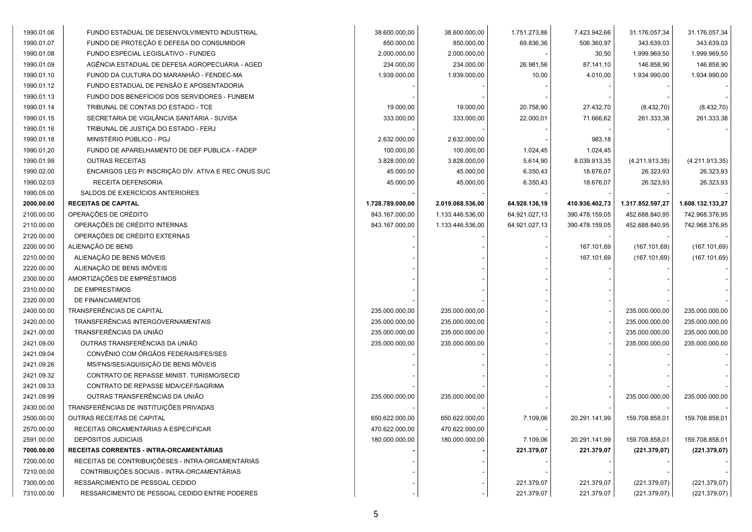| | | | | | | | |
|---|---|---|---|---|---|---|---|
| 1990.01.06 | FUNDO ESTADUAL DE DESENVOLVIMENTO INDUSTRIAL | 38.600.000,00 | 38.600.000,00 | 1.751.273,86 | 7.423.942,66 | 31.176.057,34 | 31.176.057,34 |
| 1990.01.07 | FUNDO DE PROTEÇÃO E DEFESA DO CONSUMIDOR | 850.000,00 | 850.000,00 | 69.836,36 | 506.360,97 | 343.639,03 | 343.639,03 |
| 1990.01.08 | FUNDO ESPECIAL LEGISLATIVO - FUNDEG | 2.000.000,00 | 2.000.000,00 | - | 30,50 | 1.999.969,50 | 1.999.969,50 |
| 1990.01.09 | AGÊNCIA ESTADUAL DE DEFESA AGROPECUÁRIA - AGED | 234.000,00 | 234.000,00 | 26.981,56 | 87.141,10 | 146.858,90 | 146.858,90 |
| 1990.01.10 | FUNOD DA CULTURA DO MARANHÃO - FENDEC-MA | 1.939.000,00 | 1.939.000,00 | 10,00 | 4.010,00 | 1.934.990,00 | 1.934.990,00 |
| 1990.01.12 | FUNDO ESTADUAL DE PENSÃO E APOSENTADORIA | - | - | - | - | - | - |
| 1990.01.13 | FUNDO DOS BENEFÍCIOS DOS SERVIDORES - FUNBEM | - | - | - | - | - | - |
| 1990.01.14 | TRIBUNAL DE CONTAS DO ESTADO - TCE | 19.000,00 | 19.000,00 | 20.758,90 | 27.432,70 | (8.432,70) | (8.432,70) |
| 1990.01.15 | SECRETARIA DE VIGILÂNCIA SANITÁRIA - SUVISA | 333.000,00 | 333.000,00 | 22.000,01 | 71.666,62 | 261.333,38 | 261.333,38 |
| 1990.01.16 | TRIBUNAL DE JUSTIÇA DO ESTADO - FERJ | - | - | - | - | - | - |
| 1990.01.18 | MINISTÉRIO PÚBLICO - PGJ | 2.632.000,00 | 2.632.000,00 | - | 983,18 | | |
| 1990.01.20 | FUNDO DE APARELHAMENTO DE DEF PUBLICA - FADEP | 100.000,00 | 100.000,00 | 1.024,45 | 1.024,45 | | |
| 1990.01.99 | OUTRAS RECEITAS | 3.828.000,00 | 3.828.000,00 | 5.614,90 | 8.039.913,35 | (4.211.913,35) | (4.211.913,35) |
| 1990.02.00 | ENCARGOS LEG P/ INSCRIÇÃO DÍV. ATIVA E REC ONUS SUC | 45.000,00 | 45.000,00 | 6.350,43 | 18.676,07 | 26.323,93 | 26.323,93 |
| 1990.02.03 | RECEITA DEFENSORIA | 45.000,00 | 45.000,00 | 6.350,43 | 18.676,07 | 26.323,93 | 26.323,93 |
| 1990.05.00 | SALDOS DE EXERCÍCIOS ANTERIORES | - | - | - | - | - | - |
| **2000.00.00** | **RECEITAS DE CAPITAL** | **1.728.789.000,00** | **2.019.068.536,00** | **64.928.136,19** | **410.936.402,73** | **1.317.852.597,27** | **1.608.132.133,27** |
| 2100.00.00 | OPERAÇÕES DE CRÉDITO | 843.167.000,00 | 1.133.446.536,00 | 64.921.027,13 | 390.478.159,05 | 452.688.840,95 | 742.968.376,95 |
| 2110.00.00 | OPERAÇÕES DE CRÉDITO INTERNAS | 843.167.000,00 | 1.133.446.536,00 | 64.921.027,13 | 390.478.159,05 | 452.688.840,95 | 742.968.376,95 |
| 2120.00.00 | OPERAÇÕES DE CRÉDITO EXTERNAS | - | - | - | - | - | - |
| 2200.00.00 | ALIENAÇÃO DE BENS | - | - | - | 167.101,69 | (167.101,69) | (167.101,69) |
| 2210.00.00 | ALIENAÇÃO DE BENS MÓVEIS | - | - | - | 167.101,69 | (167.101,69) | (167.101,69) |
| 2220.00.00 | ALIENAÇÃO DE BENS IMÓVEIS | - | - | - | - | - | - |
| 2300.00.00 | AMORTIZAÇÕES DE EMPRÉSTIMOS | - | - | - | - | - | - |
| 2310.00.00 | DE EMPRESTIMOS | - | - | - | - | - | - |
| 2320.00.00 | DE FINANCIAMENTOS | - | - | - | - | - | - |
| 2400.00.00 | TRANSFERÊNCIAS DE CAPITAL | 235.000.000,00 | 235.000.000,00 | - | - | 235.000.000,00 | 235.000.000,00 |
| 2420.00.00 | TRANSFERÊNCIAS INTERGOVERNAMENTAIS | 235.000.000,00 | 235.000.000,00 | - | - | 235.000.000,00 | 235.000.000,00 |
| 2421.00.00 | TRANSFERÊNCIAS DA UNIÃO | 235.000.000,00 | 235.000.000,00 | - | - | 235.000.000,00 | 235.000.000,00 |
| 2421.09.00 | OUTRAS TRANSFERÊNCIAS DA UNIÃO | 235.000.000,00 | 235.000.000,00 | - | - | 235.000.000,00 | 235.000.000,00 |
| 2421.09.04 | CONVÊNIO COM ÓRGÃOS FEDERAIS/FES/SES | - | - | - | - | - | - |
| 2421.09.26 | MS/FNS/SES/AQUISIÇÃO DE BENS MÓVEIS | - | - | - | - | - | - |
| 2421.09.32 | CONTRATO DE REPASSE MINIST. TURISMO/SECID | - | - | - | - | - | - |
| 2421.09.33 | CONTRATO DE REPASSE MDA/CEF/SAGRIMA | - | - | - | - | - | - |
| 2421.09.99 | OUTRAS TRANSFERÊNCIAS DA UNIÃO | 235.000.000,00 | 235.000.000,00 | - | - | 235.000.000,00 | 235.000.000,00 |
| 2430.00.00 | TRANSFERÊNCIAS DE INSTITUIÇÕES PRIVADAS | - | - | - | - | - | - |
| 2500.00.00 | OUTRAS RECEITAS DE CAPITAL | 650.622.000,00 | 650.622.000,00 | 7.109,06 | 20.291.141,99 | 159.708.858,01 | 159.708.858,01 |
| 2570.00.00 | RECEITAS ORCAMENTARIAS A ESPECIFICAR | 470.622.000,00 | 470.622.000,00 | - | | | |
| 2591.00.00 | DEPÓSITOS JUDICIAIS | 180.000.000,00 | 180.000.000,00 | 7.109,06 | 20.291.141,99 | 159.708.858,01 | 159.708.858,01 |
| **7000.00.00** | **RECEITAS CORRENTES - INTRA-ORCAMENTÁRIAS** | **-** | **-** | **221.379,07** | **221.379,07** | **(221.379,07)** | **(221.379,07)** |
| 7200.00.00 | RECEITAS DE CONTRIBUIÇÕESES - INTRA-ORCAMENTÁRIAS | - | - | - | - | - | - |
| 7210.00.00 | CONTRIBUIÇÕES SOCIAIS - INTRA-ORCAMENTÁRIAS | - | - | - | - | - | - |
| 7300.00.00 | RESSARCIMENTO DE PESSOAL CEDIDO | - | - | 221.379,07 | 221.379,07 | (221.379,07) | (221.379,07) |
| 7310.00.00 | RESSARCIMENTO DE PESSOAL CEDIDO ENTRE PODERES | - | - | 221.379,07 | 221.379,07 | (221.379,07) | (221.379,07) |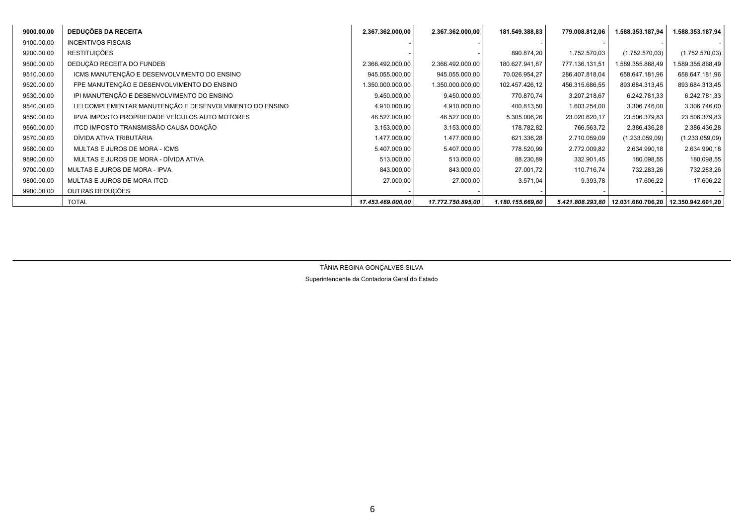| | | | | | | | |
|---|---|---|---|---|---|---|---|
| **9000.00.00** | **DEDUÇÕES DA RECEITA** | **2.367.362.000,00** | **2.367.362.000,00** | **181.549.388,83** | **779.008.812,06** | **1.588.353.187,94** | **1.588.353.187,94** |
| 9100.00.00 | INCENTIVOS FISCAIS | **-** | - | | - | - | - |
| 9200.00.00 | RESTITUIÇÕES | - | - | 890.874,20 | 1.752.570,03 | (1.752.570,03) | (1.752.570,03) |
| 9500.00.00 | DEDUÇÃO RECEITA DO FUNDEB | 2.366.492.000,00 | 2.366.492.000,00 | 180.627.941,87 | 777.136.131,51 | 1.589.355.868,49 | 1.589.355.868,49 |
| 9510.00.00 | ICMS MANUTENÇÃO E DESENVOLVIMENTO DO ENSINO | 945.055.000,00 | 945.055.000,00 | 70.026.954,27 | 286.407.818,04 | 658.647.181,96 | 658.647.181,96 |
| 9520.00.00 | FPE MANUTENÇÃO E DESENVOLVIMENTO DO ENSINO | 1.350.000.000,00 | 1.350.000.000,00 | 102.457.426,12 | 456.315.686,55 | 893.684.313,45 | 893.684.313,45 |
| 9530.00.00 | IPI MANUTENÇÃO E DESENVOLVIMENTO DO ENSINO | 9.450.000,00 | 9.450.000,00 | 770.870,74 | 3.207.218,67 | 6.242.781,33 | 6.242.781,33 |
| 9540.00.00 | LEI COMPLEMENTAR MANUTENÇÃO E DESENVOLVIMENTO DO ENSINO | 4.910.000,00 | 4.910.000,00 | 400.813,50 | 1.603.254,00 | 3.306.746,00 | 3.306.746,00 |
| 9550.00.00 | IPVA IMPOSTO PROPRIEDADE VEÍCULOS AUTO MOTORES | 46.527.000,00 | 46.527.000,00 | 5.305.006,26 | 23.020.620,17 | 23.506.379,83 | 23.506.379,83 |
| 9560.00.00 | ITCD IMPOSTO TRANSMISSÃO CAUSA DOAÇÃO | 3.153.000,00 | 3.153.000,00 | 178.782,82 | 766.563,72 | 2.386.436,28 | 2.386.436,28 |
| 9570.00.00 | DÍVIDA ATIVA TRIBUTÁRIA | 1.477.000,00 | 1.477.000,00 | 621.336,28 | 2.710.059,09 | (1.233.059,09) | (1.233.059,09) |
| 9580.00.00 | MULTAS E JUROS DE MORA - ICMS | 5.407.000,00 | 5.407.000,00 | 778.520,99 | 2.772.009,82 | 2.634.990,18 | 2.634.990,18 |
| 9590.00.00 | MULTAS E JUROS DE MORA - DÍVIDA ATIVA | 513.000,00 | 513.000,00 | 88.230,89 | 332.901,45 | 180.098,55 | 180.098,55 |
| 9700.00.00 | MULTAS E JUROS DE MORA - IPVA | 843.000,00 | 843.000,00 | 27.001,72 | 110.716,74 | 732.283,26 | 732.283,26 |
| 9800.00.00 | MULTAS E JUROS DE MORA ITCD | 27.000,00 | 27.000,00 | 3.571,04 | 9.393,78 | 17.606,22 | 17.606,22 |
| 9900.00.00 | OUTRAS DEDUÇÕES | - | - | - | - | - | - |
| | TOTAL | *17.453.469.000,00* | *17.772.750.895,00* | *1.180.155.669,60* | *5.421.808.293,80* | **12.031.660.706,20** | **12.350.942.601,20** |

TÂNIA REGINA GONÇALVES SILVA

Superintendente da Contadoria Geral do Estado